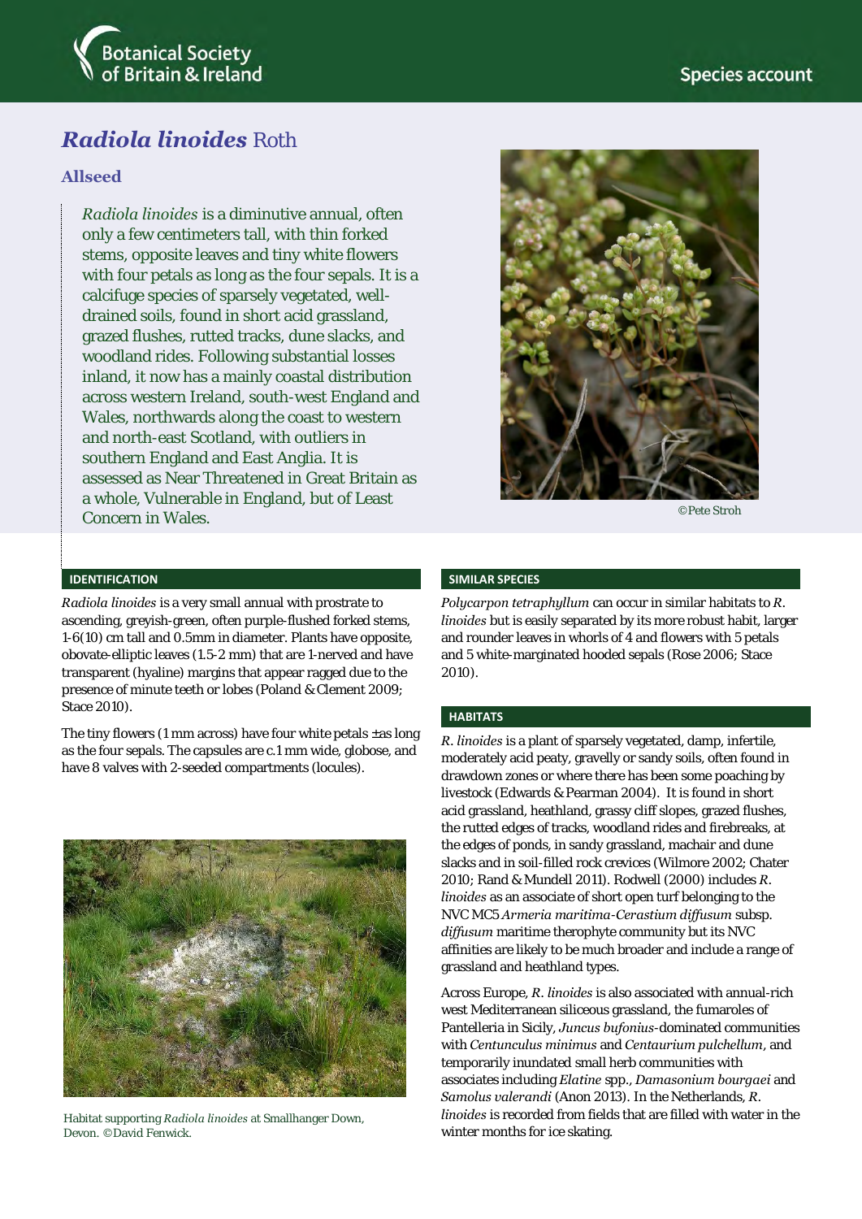# *Radiola linoides* Roth

## Allseed

*Radiola linoides* is a diminutive annual, often only a few centimeters tall, with thin forked stems, opposite leaves and tiny white flowers with four petals as long as the four sepals. It is a calcifuge species of sparsely vegetated, well-drained soils, found in short acid grassland, grazed flushes, rutted tracks, dune slacks, and woodland rides. Following substantial losses inland, it now has a mainly coastal distribution across western Ireland, south-west England and Wales, northwards along the coast to western and north-east Scotland, with outliers in southern England and East Anglia. It is assessed as Near Threatened in Great Britain as a whole, Vulnerable in England, but of Least Concern in Wales.

©Pete Stroh

### IDENTIFICATION

*Radiola linoides* is a very small annual with prostrate to ascending, greyish-green, often purple-flushed forked stems, 1-6(10) cm tall and 0.5mm in diameter. Plants have opposite, obovate-elliptic leaves (1.5-2 mm) that are 1-nerved and have transparent (hyaline) margins that appear ragged due to the presence of minute teeth or lobes (Poland & Clement 2009; Stace 2010).

The tiny flowers (1 mm across) have four white petals ±as long as the four sepals. The capsules are c.1 mm wide, globose, and have 8 valves with 2-seeded compartments (locules).

Habitat supporting *Radiola linoides* at Smallhanger Down, Devon. ©David Fenwick.

### SIMILAR SPECIES

*Polycarpon tetraphyllum* can occur in similar habitats to *R. linoides* but is easily separated by its more robust habit, larger and rounder leaves in whorls of 4 and flowers with 5 petals and 5 white-marginated hooded sepals (Rose 2006; Stace 2010).

### HABITATS

*R. linoides* is a plant of sparsely vegetated, damp, infertile, moderately acid peaty, gravelly or sandy soils, often found in drawdown zones or where there has been some poaching by livestock (Edwards & Pearman 2004). It is found in short acid grassland, heathland, grassy cliff slopes, grazed flushes, the rutted edges of tracks, woodland rides and firebreaks, at the edges of ponds, in sandy grassland, machair and dune slacks and in soil-filled rock crevices (Wilmore 2002; Chater 2010; Rand & Mundell 2011). Rodwell (2000) includes *R. linoides* as an associate of short open turf belonging to the NVC MC5 *Armeria maritima-Cerastium diffusum* subsp. *diffusum* maritime therophyte community but its NVC affinities are likely to be much broader and include a range of grassland and heathland types.

Across Europe, *R. linoides* is also associated with annual-rich west Mediterranean siliceous grassland, the fumaroles of Pantelleria in Sicily, *Juncus bufonius*-dominated communities with *Centunculus minimus* and *Centaurium pulchellum*, and temporarily inundated small herb communities with associates including *Elatine* spp., *Damasonium bourgaei* and *Samolus valerandi* (Anon 2013). In the Netherlands, *R. linoides* is recorded from fields that are filled with water in the winter months for ice skating.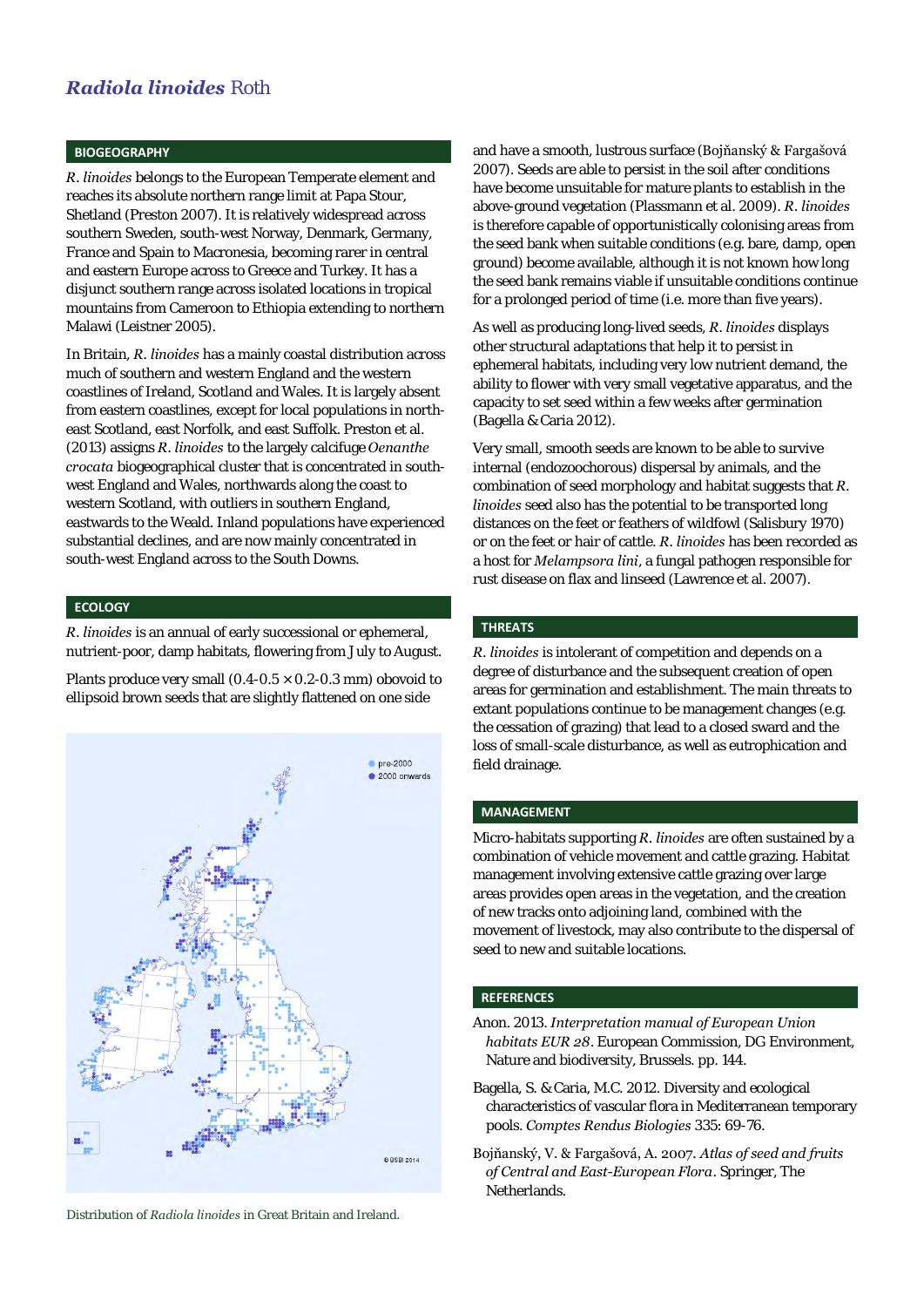# *Radiola linoides* Roth

## BIOGEOGRAPHY

*R. linoides* belongs to the European Temperate element and reaches its absolute northern range limit at Papa Stour, Shetland (Preston 2007). It is relatively widespread across southern Sweden, south-west Norway, Denmark, Germany, France and Spain to Macronesia, becoming rarer in central and eastern Europe across to Greece and Turkey. It has a disjunct southern range across isolated locations in tropical mountains from Cameroon to Ethiopia extending to northern Malawi (Leistner 2005).

In Britain, *R. linoides* has a mainly coastal distribution across much of southern England and the western coastlines of Ireland, Scotland and Wales. It is largely absent from eastern coastlines, except for local populations in north-east Scotland, east Norfolk, and east Suffolk. Preston et al. (2013) assigns *R. linoides* to the largely calcifuge *Oenanthe crocata* biogeographical cluster that is concentrated in south-west England and Wales, northwards along the coast to western Scotland, with outliers in southern England, eastwards to the Weald. Inland populations have experienced substantial declines, and are now mainly concentrated in south-west England across to the South Downs.

## ECOLOGY

*R. linoides* is an annual of early successional or ephemeral, nutrient-poor, damp habitats, flowering from July to August.

Plants produce very small (0.4-0.5 × 0.2-0.3 mm) obovoid to ellipsoid brown seeds that are slightly flattened on one side and have a smooth, lustrous surface (Bojňanský & Fargašová 2007). Seeds are able to persist in the soil after conditions have become unsuitable for mature plants to establish in the above-ground vegetation (Plassmann et al. 2009). *R. linoides* is therefore capable of opportunistically colonising areas from the seed bank when suitable conditions (e.g. bare, damp, open ground) become available, although it is not known how long the seed bank remains viable if unsuitable conditions continue for a prolonged period of time (i.e. more than five years).

Distribution of *Radiola linoides* in Great Britain and Ireland.

As well as producing long-lived seeds, *R. linoides* displays other structural adaptations that help it to persist in ephemeral habitats, including very low nutrient demand, the ability to flower with very small vegetative apparatus, and the capacity to set seed within a few weeks after germination (Bagella & Caria 2012).

Very small, smooth seeds are known to be able to survive internal (endozoochorous) dispersal by animals, and the combination of seed morphology and habitat suggests that *R. linoides* seed also has the potential to be transported long distances on the feet or feathers of wildfowl (Salisbury 1970) or on the feet or hair of cattle. *R. linoides* has been recorded as a host for *Melampsora lini*, a fungal pathogen responsible for rust disease on flax and linseed (Lawrence et al. 2007).

## THREATS

*R. linoides* is intolerant of competition and depends on a degree of disturbance and the subsequent creation of open areas for germination and establishment. The main threats to extant populations continue to be management changes (e.g. the cessation of grazing) that lead to a closed sward and the loss of small-scale disturbance, as well as eutrophication and field drainage.

## MANAGEMENT

Micro-habitats supporting *R. linoides* are often sustained by a combination of vehicle movement and cattle grazing. Habitat management involving extensive cattle grazing over large areas provides open areas in the vegetation, and the creation of new tracks onto adjoining land, combined with the movement of livestock, may also contribute to the dispersal of seed to new and suitable locations.

## REFERENCES

Anon. 2013. *Interpretation manual of European Union habitats EUR 28*. European Commission, DG Environment, Nature and biodiversity, Brussels. pp. 144.

Bagella, S. & Caria, M.C. 2012. Diversity and ecological characteristics of vascular flora in Mediterranean temporary pools. *Comptes Rendus Biologies* 335: 69-76.

Bojňanský, V. & Fargašová, A. 2007. *Atlas of seed and fruits of Central and East-European Flora*. Springer, The Netherlands.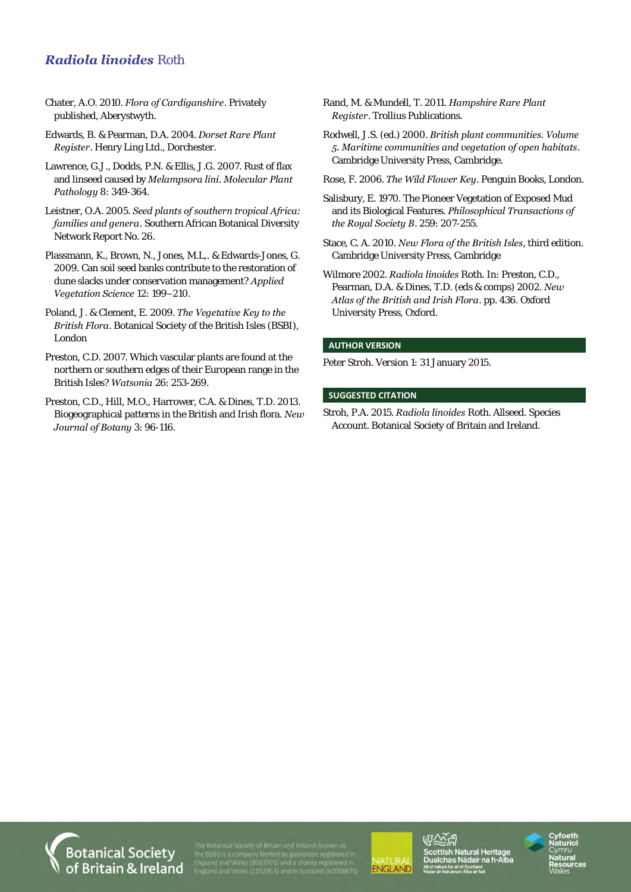Chater, A.O. 2010. *Flora of Cardiganshire*. Privately published, Aberystwyth.

Edwards, B. & Pearman, D.A. 2004. *Dorset Rare Plant Register*. Henry Ling Ltd., Dorchester.

Lawrence, G.J., Dodds, P.N. & Ellis, J.G. 2007. Rust of flax and linseed caused by *Melampsora lini*. *Molecular Plant Pathology* 8: 349-364.

Leistner, O.A. 2005. *Seed plants of southern tropical Africa: families and genera*. Southern African Botanical Diversity Network Report No. 26.

Plassmann, K., Brown, N., Jones, M.L,. & Edwards-Jones, G. 2009. Can soil seed banks contribute to the restoration of dune slacks under conservation management? *Applied Vegetation Science* 12: 199–210.

Poland, J. & Clement, E. 2009. *The Vegetative Key to the British Flora*. Botanical Society of the British Isles (BSBI), London

Preston, C.D. 2007. Which vascular plants are found at the northern or southern edges of their European range in the British Isles? *Watsonia* 26: 253-269.

Preston, C.D., Hill, M.O., Harrower, C.A. & Dines, T.D. 2013. Biogeographical patterns in the British and Irish flora. *New Journal of Botany* 3: 96-116.

Rand, M. & Mundell, T. 2011. *Hampshire Rare Plant Register*. Trollius Publications.

Rodwell, J.S. (ed.) 2000. *British plant communities. Volume 5. Maritime communities and vegetation of open habitats*. Cambridge University Press, Cambridge.

Rose, F. 2006. *The Wild Flower Key*. Penguin Books, London.

Salisbury, E. 1970. The Pioneer Vegetation of Exposed Mud and its Biological Features. *Philosophical Transactions of the Royal Society B*. 259: 207-255.

Stace, C. A. 2010. *New Flora of the British Isles*, third edition. Cambridge University Press, Cambridge

Wilmore 2002. *Radiola linoides* Roth. In: Preston, C.D., Pearman, D.A. & Dines, T.D. (eds & comps) 2002. *New Atlas of the British and Irish Flora*. pp. 436. Oxford University Press, Oxford.

## AUTHOR VERSION

Peter Stroh. Version 1: 31 January 2015.

## SUGGESTED CITATION

Stroh, P.A. 2015. *Radiola linoides* Roth. Allseed. Species Account. Botanical Society of Britain and Ireland.

The Botanical Society of Britain and Ireland (known as the BSBI) is a company limited by guarantee registered in England and Wales (8553976) and a charity registered in England and Wales (1152954) and in Scotland (SC038675)